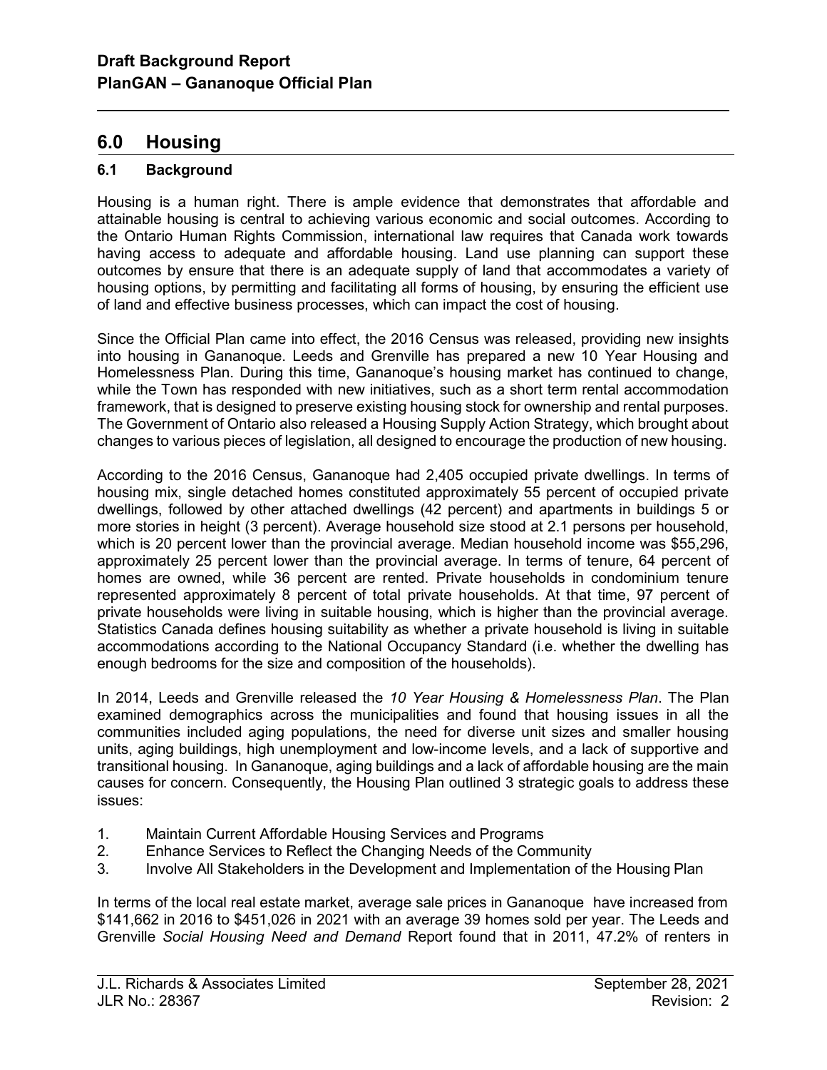## 6.0 Housing

### 6.1 Background

Housing is a human right. There is ample evidence that demonstrates that affordable and attainable housing is central to achieving various economic and social outcomes. According to the Ontario Human Rights Commission, international law requires that Canada work towards having access to adequate and affordable housing. Land use planning can support these outcomes by ensure that there is an adequate supply of land that accommodates a variety of housing options, by permitting and facilitating all forms of housing, by ensuring the efficient use of land and effective business processes, which can impact the cost of housing.

Since the Official Plan came into effect, the 2016 Census was released, providing new insights into housing in Gananoque. Leeds and Grenville has prepared a new 10 Year Housing and Homelessness Plan. During this time, Gananoque's housing market has continued to change, while the Town has responded with new initiatives, such as a short term rental accommodation framework, that is designed to preserve existing housing stock for ownership and rental purposes. The Government of Ontario also released a Housing Supply Action Strategy, which brought about changes to various pieces of legislation, all designed to encourage the production of new housing.

According to the 2016 Census, Gananoque had 2,405 occupied private dwellings. In terms of housing mix, single detached homes constituted approximately 55 percent of occupied private dwellings, followed by other attached dwellings (42 percent) and apartments in buildings 5 or more stories in height (3 percent). Average household size stood at 2.1 persons per household, which is 20 percent lower than the provincial average. Median household income was $55,296, approximately 25 percent lower than the provincial average. In terms of tenure, 64 percent of homes are owned, while 36 percent are rented. Private households in condominium tenure represented approximately 8 percent of total private households. At that time, 97 percent of private households were living in suitable housing, which is higher than the provincial average. Statistics Canada defines housing suitability as whether a private household is living in suitable accommodations according to the National Occupancy Standard (i.e. whether the dwelling has enough bedrooms for the size and composition of the households).

In 2014, Leeds and Grenville released the *10 Year Housing & Homelessness Plan*. The Plan examined demographics across the municipalities and found that housing issues in all the communities included aging populations, the need for diverse unit sizes and smaller housing units, aging buildings, high unemployment and low-income levels, and a lack of supportive and transitional housing. In Gananoque, aging buildings and a lack of affordable housing are the main causes for concern. Consequently, the Housing Plan outlined 3 strategic goals to address these issues:

1. Maintain Current Affordable Housing Services and Programs
2. Enhance Services to Reflect the Changing Needs of the Community
3. Involve All Stakeholders in the Development and Implementation of the Housing Plan

In terms of the local real estate market, average sale prices in Gananoque have increased from $141,662 in 2016 to $451,026 in 2021 with an average 39 homes sold per year. The Leeds and Grenville *Social Housing Need and Demand* Report found that in 2011, 47.2% of renters in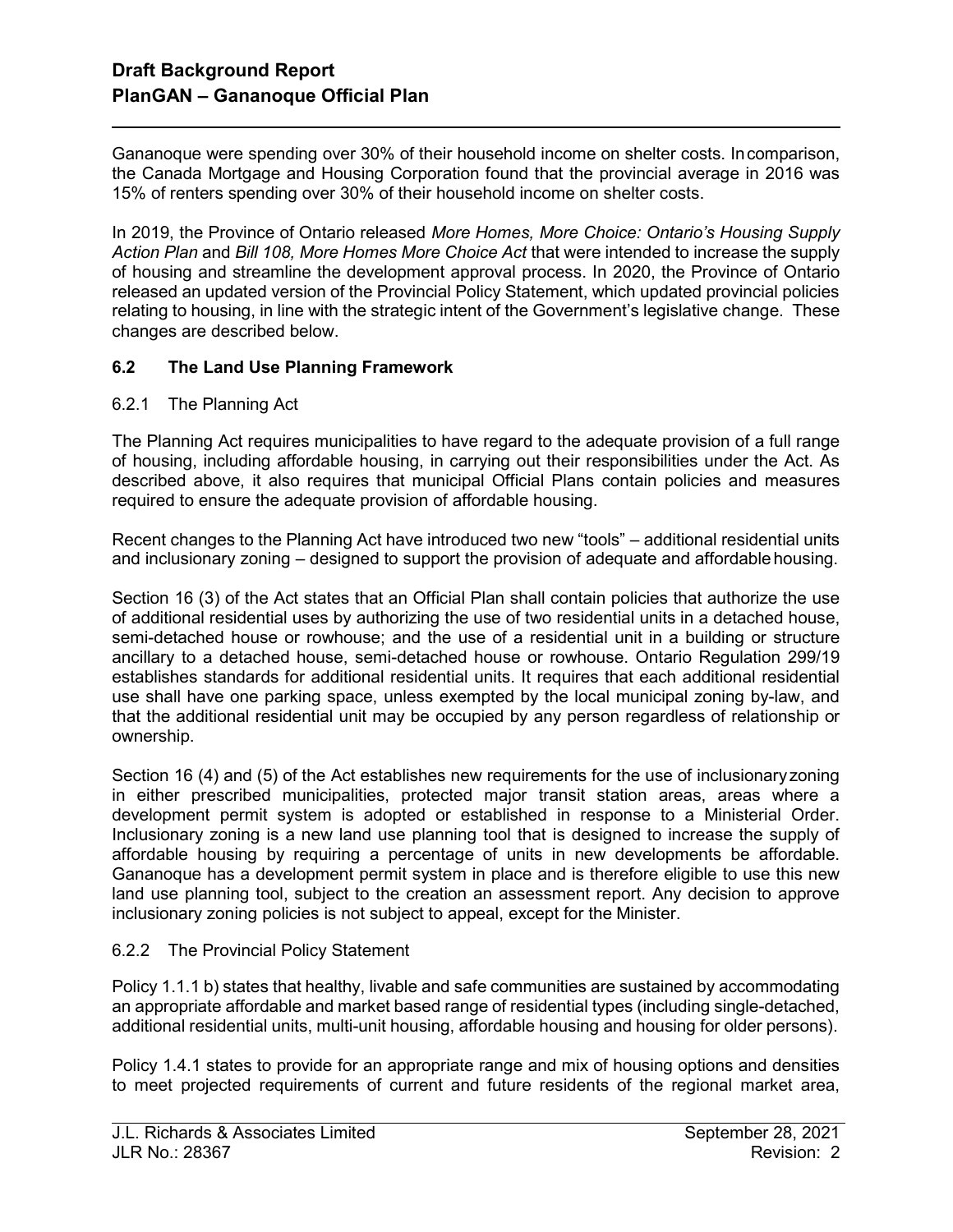Gananoque were spending over 30% of their household income on shelter costs. In comparison, the Canada Mortgage and Housing Corporation found that the provincial average in 2016 was 15% of renters spending over 30% of their household income on shelter costs.

In 2019, the Province of Ontario released *More Homes, More Choice: Ontario's Housing Supply Action Plan* and *Bill 108, More Homes More Choice Act* that were intended to increase the supply of housing and streamline the development approval process. In 2020, the Province of Ontario released an updated version of the Provincial Policy Statement, which updated provincial policies relating to housing, in line with the strategic intent of the Government's legislative change. These changes are described below.

## 6.2 The Land Use Planning Framework

### 6.2.1 The Planning Act

The Planning Act requires municipalities to have regard to the adequate provision of a full range of housing, including affordable housing, in carrying out their responsibilities under the Act. As described above, it also requires that municipal Official Plans contain policies and measures required to ensure the adequate provision of affordable housing.

Recent changes to the Planning Act have introduced two new "tools" – additional residential units and inclusionary zoning – designed to support the provision of adequate and affordable housing.

Section 16 (3) of the Act states that an Official Plan shall contain policies that authorize the use of additional residential uses by authorizing the use of two residential units in a detached house, semi-detached house or rowhouse; and the use of a residential unit in a building or structure ancillary to a detached house, semi-detached house or rowhouse. Ontario Regulation 299/19 establishes standards for additional residential units. It requires that each additional residential use shall have one parking space, unless exempted by the local municipal zoning by-law, and that the additional residential unit may be occupied by any person regardless of relationship or ownership.

Section 16 (4) and (5) of the Act establishes new requirements for the use of inclusionary zoning in either prescribed municipalities, protected major transit station areas, areas where a development permit system is adopted or established in response to a Ministerial Order. Inclusionary zoning is a new land use planning tool that is designed to increase the supply of affordable housing by requiring a percentage of units in new developments be affordable. Gananoque has a development permit system in place and is therefore eligible to use this new land use planning tool, subject to the creation an assessment report. Any decision to approve inclusionary zoning policies is not subject to appeal, except for the Minister.

### 6.2.2 The Provincial Policy Statement

Policy 1.1.1 b) states that healthy, livable and safe communities are sustained by accommodating an appropriate affordable and market based range of residential types (including single-detached, additional residential units, multi-unit housing, affordable housing and housing for older persons).

Policy 1.4.1 states to provide for an appropriate range and mix of housing options and densities to meet projected requirements of current and future residents of the regional market area,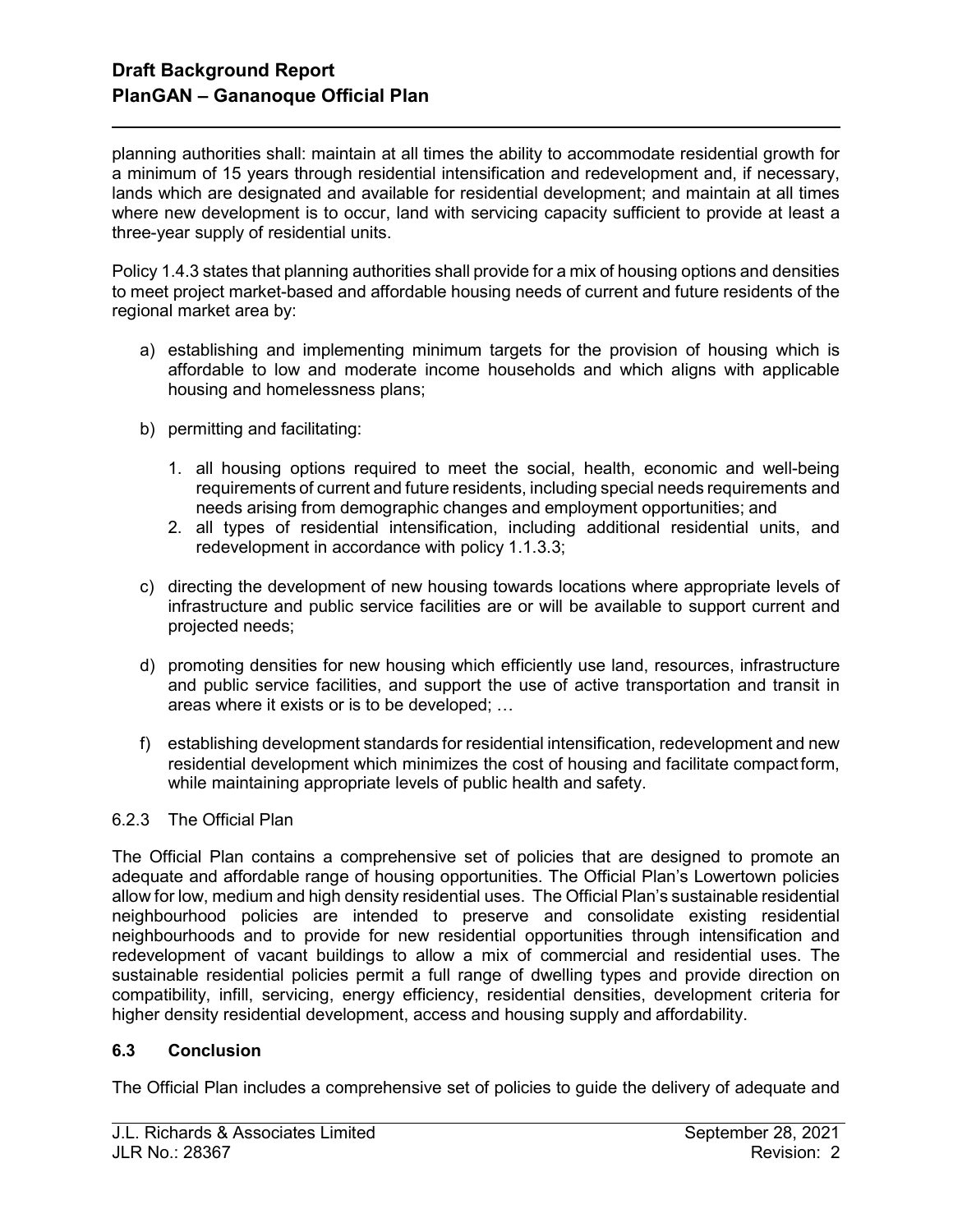planning authorities shall: maintain at all times the ability to accommodate residential growth for a minimum of 15 years through residential intensification and redevelopment and, if necessary, lands which are designated and available for residential development; and maintain at all times where new development is to occur, land with servicing capacity sufficient to provide at least a three-year supply of residential units.

Policy 1.4.3 states that planning authorities shall provide for a mix of housing options and densities to meet project market-based and affordable housing needs of current and future residents of the regional market area by:

a) establishing and implementing minimum targets for the provision of housing which is affordable to low and moderate income households and which aligns with applicable housing and homelessness plans;

b) permitting and facilitating:

   1. all housing options required to meet the social, health, economic and well-being requirements of current and future residents, including special needs requirements and needs arising from demographic changes and employment opportunities; and
   2. all types of residential intensification, including additional residential units, and redevelopment in accordance with policy 1.1.3.3;

c) directing the development of new housing towards locations where appropriate levels of infrastructure and public service facilities are or will be available to support current and projected needs;

d) promoting densities for new housing which efficiently use land, resources, infrastructure and public service facilities, and support the use of active transportation and transit in areas where it exists or is to be developed; …

f) establishing development standards for residential intensification, redevelopment and new residential development which minimizes the cost of housing and facilitate compact form, while maintaining appropriate levels of public health and safety.

#### 6.2.3 The Official Plan

The Official Plan contains a comprehensive set of policies that are designed to promote an adequate and affordable range of housing opportunities. The Official Plan's Lowertown policies allow for low, medium and high density residential uses. The Official Plan's sustainable residential neighbourhood policies are intended to preserve and consolidate existing residential neighbourhoods and to provide for new residential opportunities through intensification and redevelopment of vacant buildings to allow a mix of commercial and residential uses. The sustainable residential policies permit a full range of dwelling types and provide direction on compatibility, infill, servicing, energy efficiency, residential densities, development criteria for higher density residential development, access and housing supply and affordability.

### 6.3 Conclusion

The Official Plan includes a comprehensive set of policies to guide the delivery of adequate and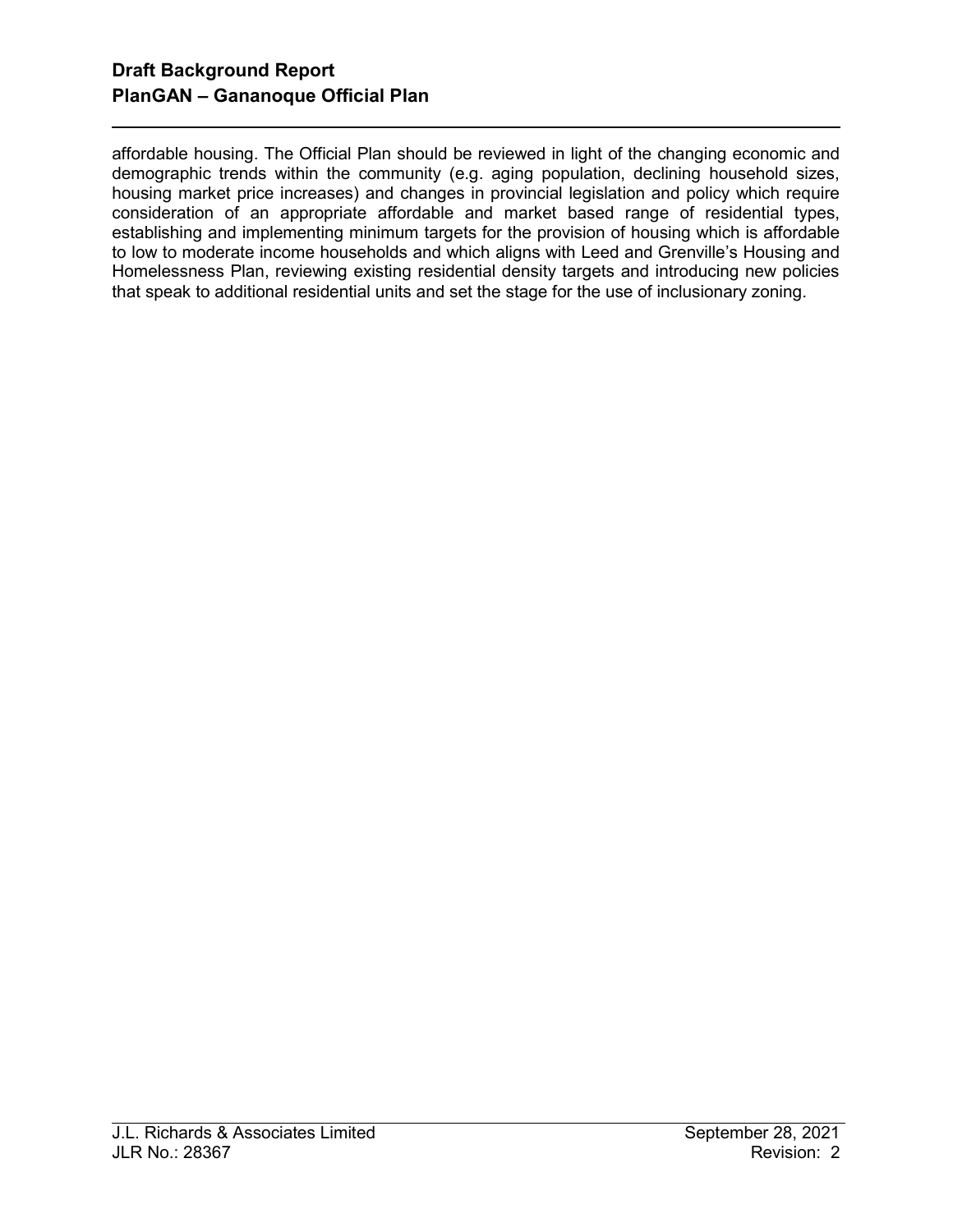affordable housing. The Official Plan should be reviewed in light of the changing economic and demographic trends within the community (e.g. aging population, declining household sizes, housing market price increases) and changes in provincial legislation and policy which require consideration of an appropriate affordable and market based range of residential types, establishing and implementing minimum targets for the provision of housing which is affordable to low to moderate income households and which aligns with Leed and Grenville's Housing and Homelessness Plan, reviewing existing residential density targets and introducing new policies that speak to additional residential units and set the stage for the use of inclusionary zoning.